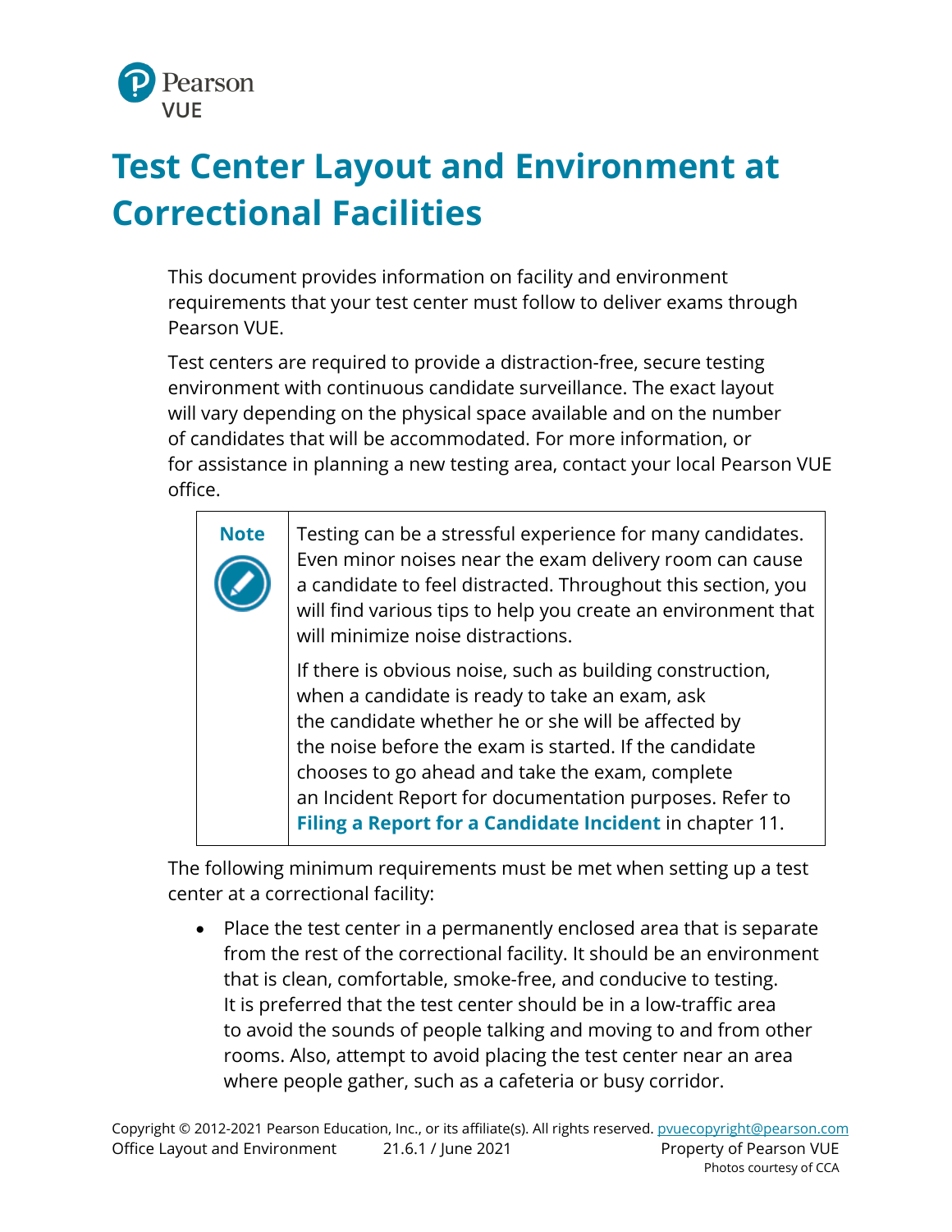# Test Center Layout and Environment at Correctional Facilities

This document provides information on facility and environment requirements that your test center must follow to deliver exams through Pearson VUE.

Test centers are required to provide a distraction-free, secure testing environment with continuous candidate surveillance. The exact layout will vary depending on the physical space available and on the number of candidates that will be accommodated. For more information, or for assistance in planning a new testing area, contact your local Pearson VUE office.

> **Note**
>
> Testing can be a stressful experience for many candidates. Even minor noises near the exam delivery room can cause a candidate to feel distracted. Throughout this section, you will find various tips to help you create an environment that will minimize noise distractions.
>
> If there is obvious noise, such as building construction, when a candidate is ready to take an exam, ask the candidate whether he or she will be affected by the noise before the exam is started. If the candidate chooses to go ahead and take the exam, complete an Incident Report for documentation purposes. Refer to **Filing a Report for a Candidate Incident** in chapter 11.

The following minimum requirements must be met when setting up a test center at a correctional facility:

- Place the test center in a permanently enclosed area that is separate from the rest of the correctional facility. It should be an environment that is clean, comfortable, smoke-free, and conducive to testing. It is preferred that the test center should be in a low-traffic area to avoid the sounds of people talking and moving to and from other rooms. Also, attempt to avoid placing the test center near an area where people gather, such as a cafeteria or busy corridor.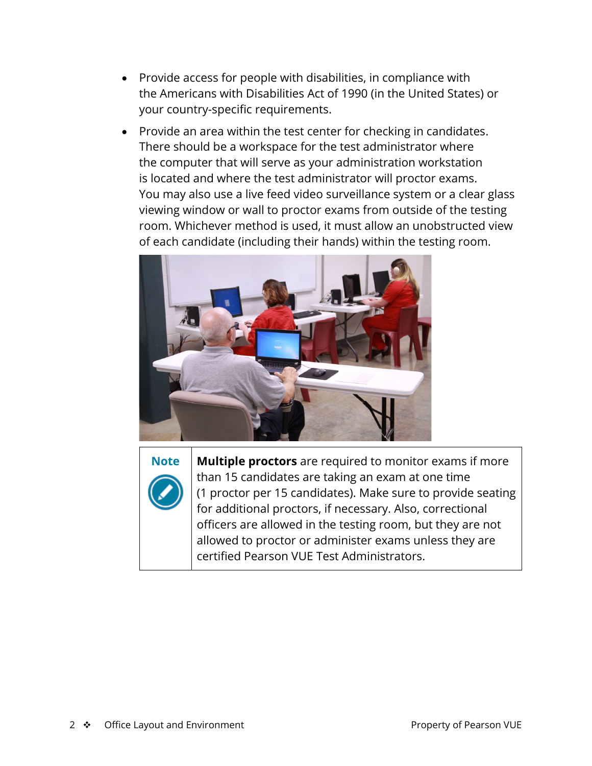- Provide access for people with disabilities, in compliance with the Americans with Disabilities Act of 1990 (in the United States) or your country-specific requirements.
- Provide an area within the test center for checking in candidates. There should be a workspace for the test administrator where the computer that will serve as your administration workstation is located and where the test administrator will proctor exams. You may also use a live feed video surveillance system or a clear glass viewing window or wall to proctor exams from outside of the testing room. Whichever method is used, it must allow an unobstructed view of each candidate (including their hands) within the testing room.

| Note | **Multiple proctors** are required to monitor exams if more than 15 candidates are taking an exam at one time (1 proctor per 15 candidates). Make sure to provide seating for additional proctors, if necessary. Also, correctional officers are allowed in the testing room, but they are not allowed to proctor or administer exams unless they are certified Pearson VUE Test Administrators. |
| --- | --- |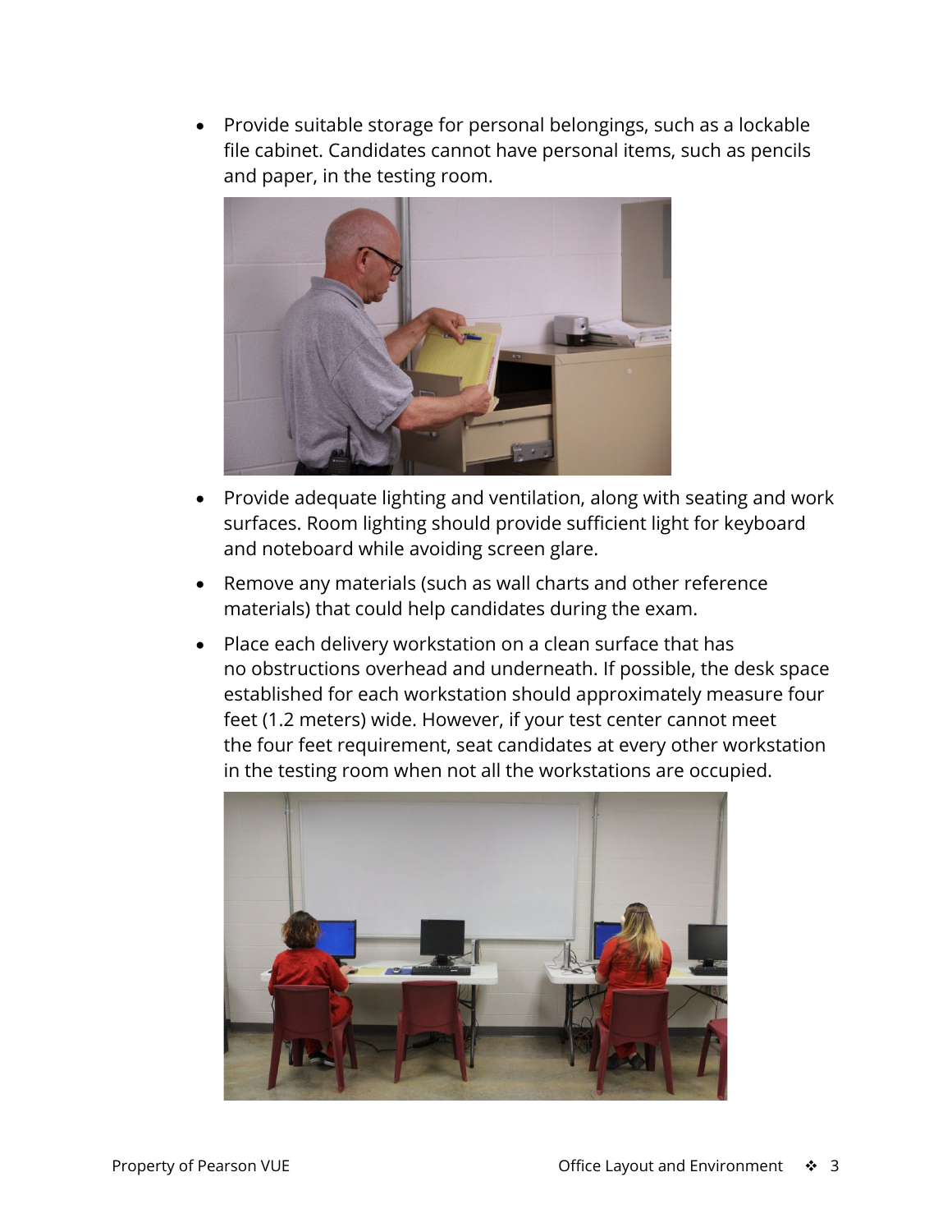- Provide suitable storage for personal belongings, such as a lockable file cabinet. Candidates cannot have personal items, such as pencils and paper, in the testing room.

- Provide adequate lighting and ventilation, along with seating and work surfaces. Room lighting should provide sufficient light for keyboard and noteboard while avoiding screen glare.

- Remove any materials (such as wall charts and other reference materials) that could help candidates during the exam.

- Place each delivery workstation on a clean surface that has no obstructions overhead and underneath. If possible, the desk space established for each workstation should approximately measure four feet (1.2 meters) wide. However, if your test center cannot meet the four feet requirement, seat candidates at every other workstation in the testing room when not all the workstations are occupied.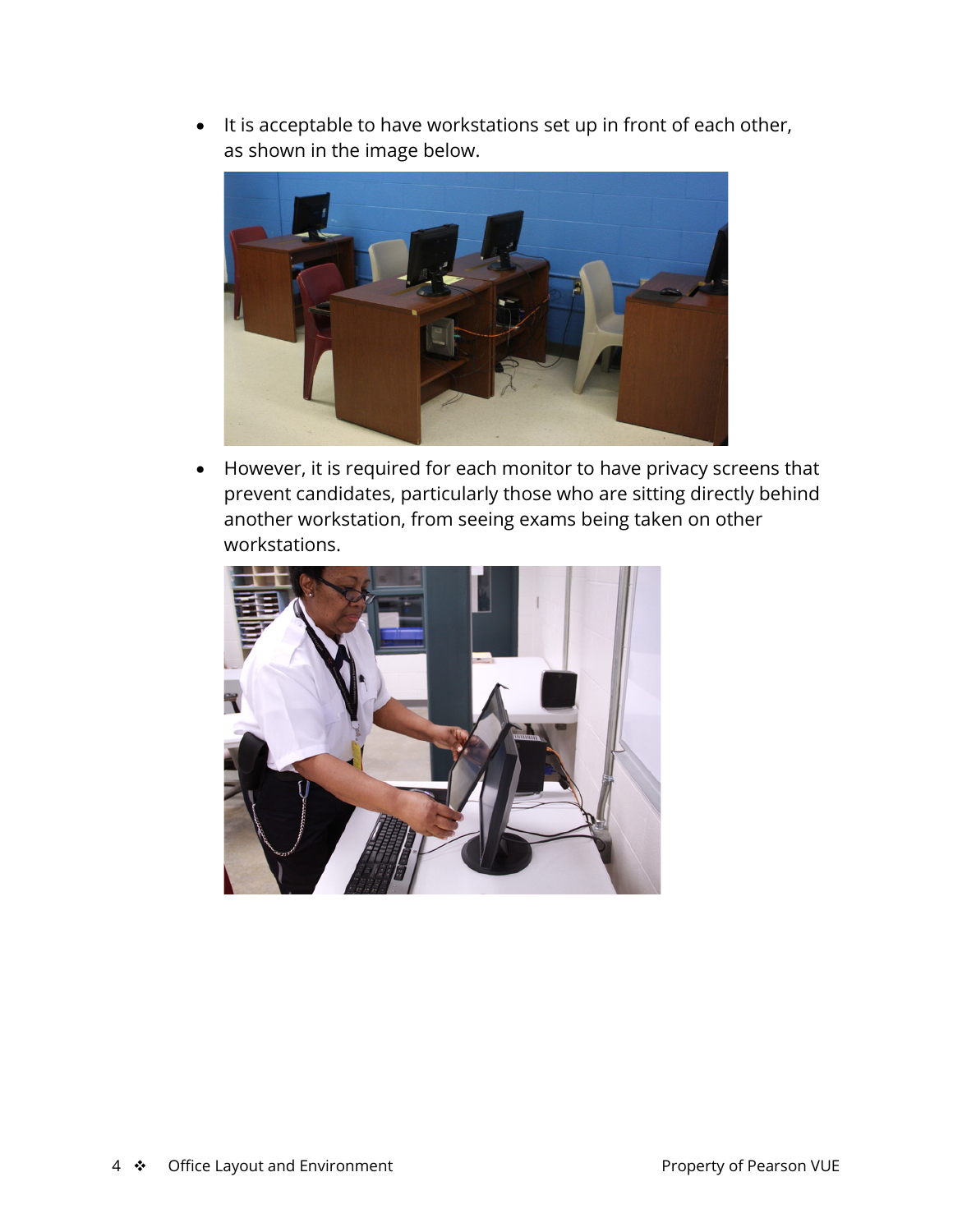- It is acceptable to have workstations set up in front of each other, as shown in the image below.

- However, it is required for each monitor to have privacy screens that prevent candidates, particularly those who are sitting directly behind another workstation, from seeing exams being taken on other workstations.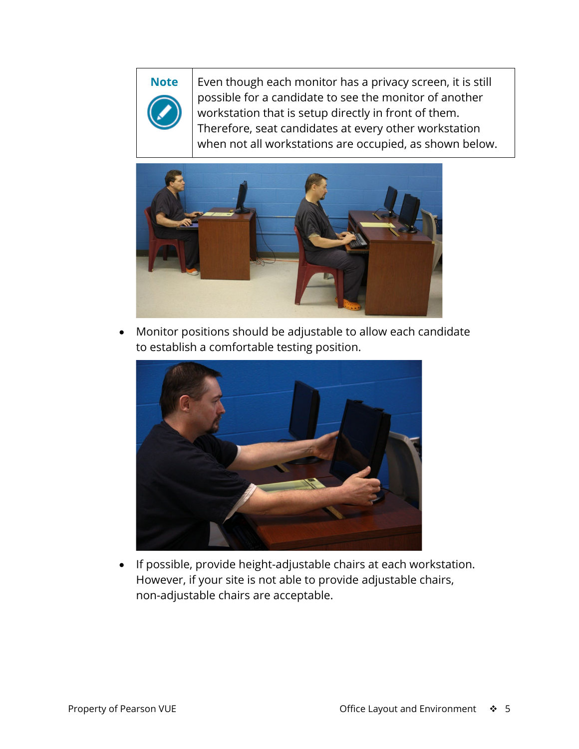> **Note**
>
> Even though each monitor has a privacy screen, it is still possible for a candidate to see the monitor of another workstation that is setup directly in front of them. Therefore, seat candidates at every other workstation when not all workstations are occupied, as shown below.

- Monitor positions should be adjustable to allow each candidate to establish a comfortable testing position.

- If possible, provide height-adjustable chairs at each workstation. However, if your site is not able to provide adjustable chairs, non-adjustable chairs are acceptable.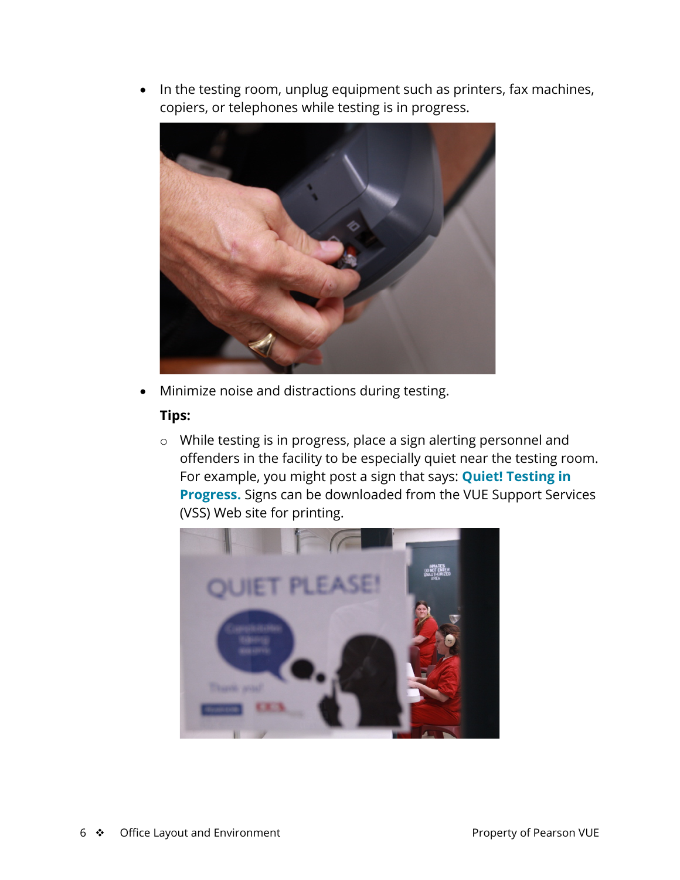- In the testing room, unplug equipment such as printers, fax machines, copiers, or telephones while testing is in progress.

- Minimize noise and distractions during testing.

  **Tips:**

  - While testing is in progress, place a sign alerting personnel and offenders in the facility to be especially quiet near the testing room. For example, you might post a sign that says: **Quiet! Testing in Progress.** Signs can be downloaded from the VUE Support Services (VSS) Web site for printing.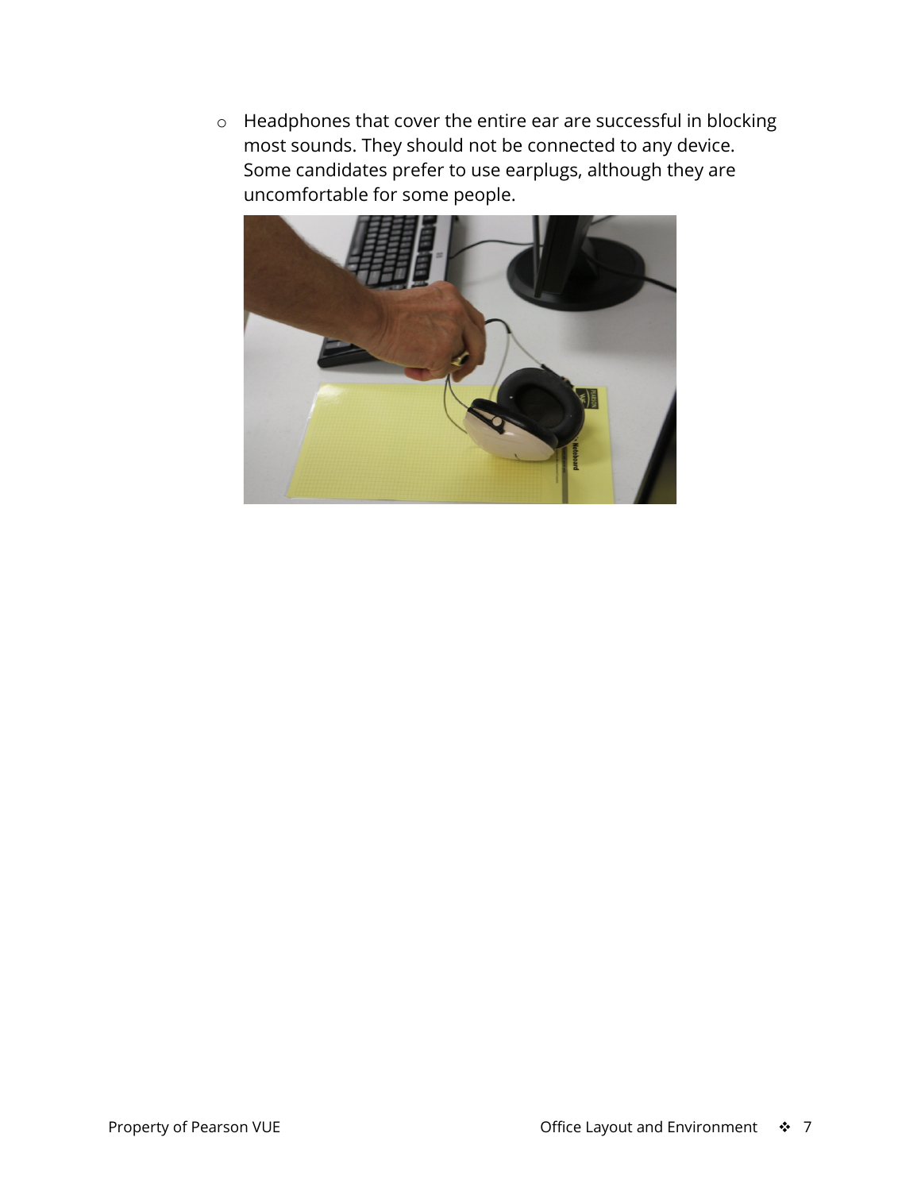- Headphones that cover the entire ear are successful in blocking most sounds. They should not be connected to any device. Some candidates prefer to use earplugs, although they are uncomfortable for some people.